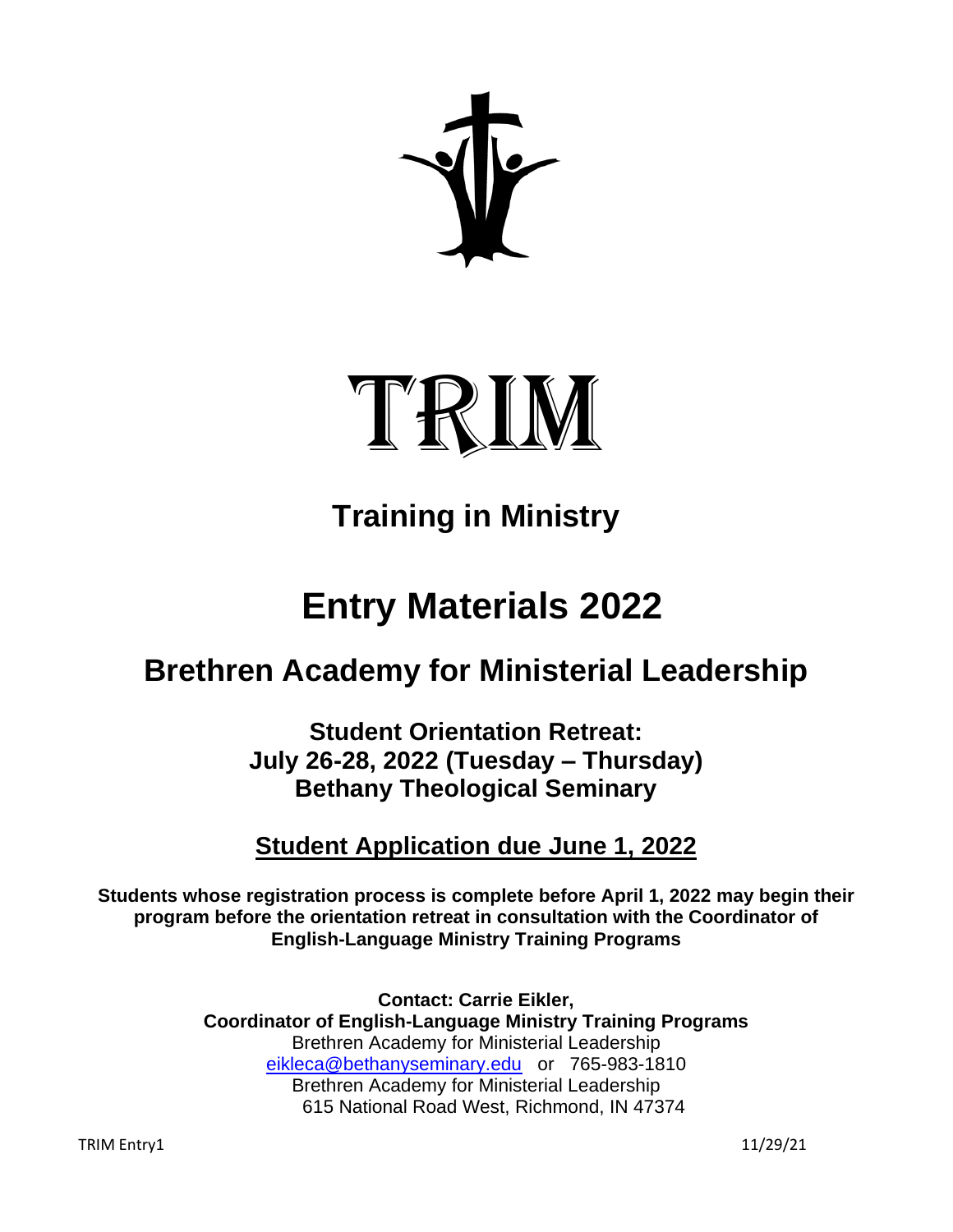# TRIM

## Training in Ministry

# Entry Materials 2022

## Brethren Academy for Ministerial Leadership

### Student Orientation Retreat:
### July 26-28, 2022 (Tuesday – Thursday)
### Bethany Theological Seminary

## Student Application due June 1, 2022

**Students whose registration process is complete before April 1, 2022 may begin their program before the orientation retreat in consultation with the Coordinator of English-Language Ministry Training Programs**

**Contact: Carrie Eikler,**
**Coordinator of English-Language Ministry Training Programs**
Brethren Academy for Ministerial Leadership
eikleca@bethanyseminary.edu or 765-983-1810
Brethren Academy for Ministerial Leadership
615 National Road West, Richmond, IN 47374

TRIM Entry1 11/29/21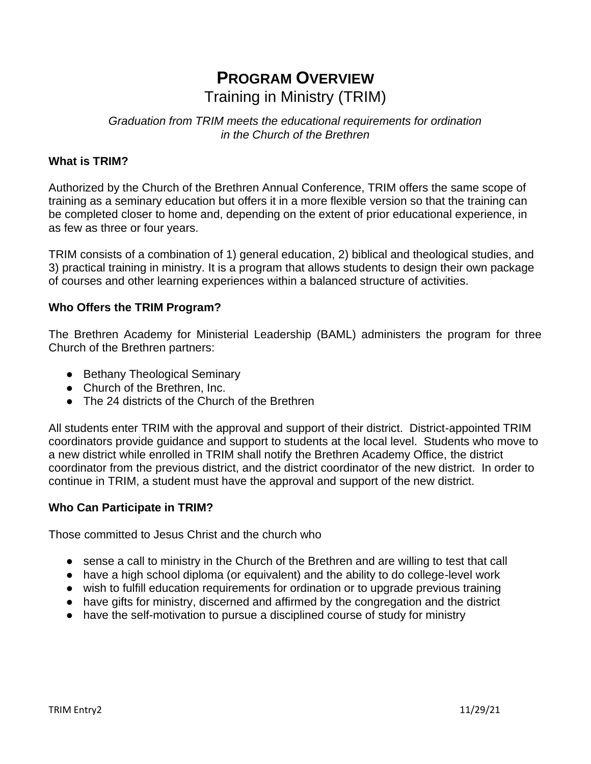# **PROGRAM OVERVIEW**

## Training in Ministry (TRIM)

*Graduation from TRIM meets the educational requirements for ordination in the Church of the Brethren*

### **What is TRIM?**

Authorized by the Church of the Brethren Annual Conference, TRIM offers the same scope of training as a seminary education but offers it in a more flexible version so that the training can be completed closer to home and, depending on the extent of prior educational experience, in as few as three or four years.

TRIM consists of a combination of 1) general education, 2) biblical and theological studies, and 3) practical training in ministry. It is a program that allows students to design their own package of courses and other learning experiences within a balanced structure of activities.

### **Who Offers the TRIM Program?**

The Brethren Academy for Ministerial Leadership (BAML) administers the program for three Church of the Brethren partners:

- Bethany Theological Seminary
- Church of the Brethren, Inc.
- The 24 districts of the Church of the Brethren

All students enter TRIM with the approval and support of their district. District-appointed TRIM coordinators provide guidance and support to students at the local level. Students who move to a new district while enrolled in TRIM shall notify the Brethren Academy Office, the district coordinator from the previous district, and the district coordinator of the new district. In order to continue in TRIM, a student must have the approval and support of the new district.

### **Who Can Participate in TRIM?**

Those committed to Jesus Christ and the church who

- sense a call to ministry in the Church of the Brethren and are willing to test that call
- have a high school diploma (or equivalent) and the ability to do college-level work
- wish to fulfill education requirements for ordination or to upgrade previous training
- have gifts for ministry, discerned and affirmed by the congregation and the district
- have the self-motivation to pursue a disciplined course of study for ministry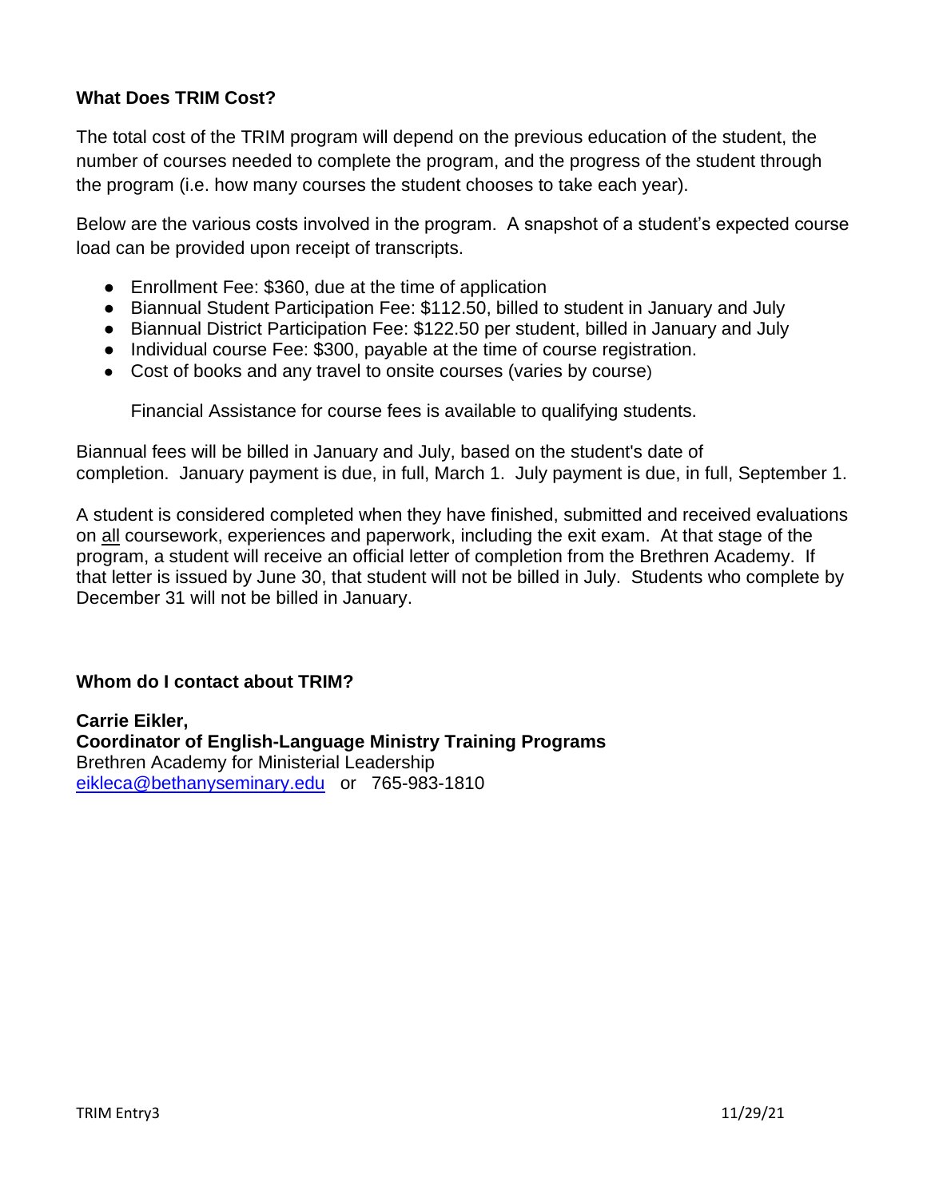## What Does TRIM Cost?

The total cost of the TRIM program will depend on the previous education of the student, the number of courses needed to complete the program, and the progress of the student through the program (i.e. how many courses the student chooses to take each year).

Below are the various costs involved in the program. A snapshot of a student's expected course load can be provided upon receipt of transcripts.

- Enrollment Fee: $360, due at the time of application
- Biannual Student Participation Fee: $112.50, billed to student in January and July
- Biannual District Participation Fee: $122.50 per student, billed in January and July
- Individual course Fee: $300, payable at the time of course registration.
- Cost of books and any travel to onsite courses (varies by course)

  Financial Assistance for course fees is available to qualifying students.

Biannual fees will be billed in January and July, based on the student's date of completion. January payment is due, in full, March 1. July payment is due, in full, September 1.

A student is considered completed when they have finished, submitted and received evaluations on all coursework, experiences and paperwork, including the exit exam. At that stage of the program, a student will receive an official letter of completion from the Brethren Academy. If that letter is issued by June 30, that student will not be billed in July. Students who complete by December 31 will not be billed in January.

## Whom do I contact about TRIM?

**Carrie Eikler,**
**Coordinator of English-Language Ministry Training Programs**
Brethren Academy for Ministerial Leadership
eikleca@bethanyseminary.edu or 765-983-1810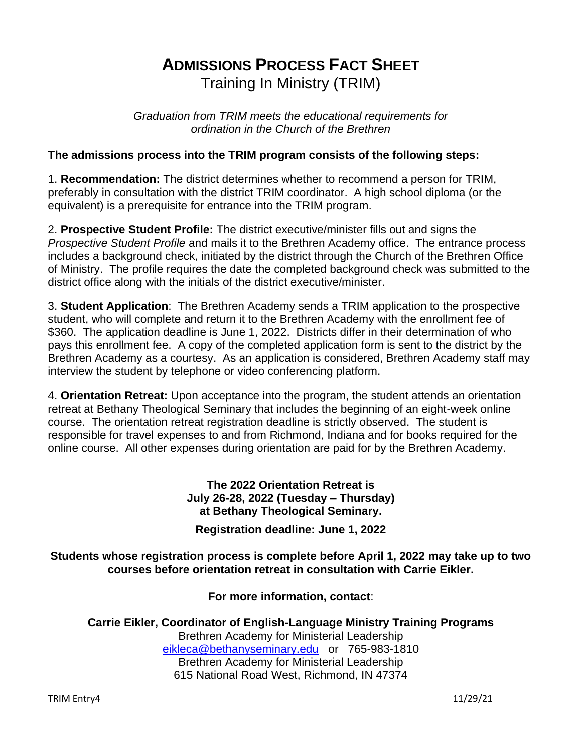# ADMISSIONS PROCESS FACT SHEET

Training In Ministry (TRIM)

*Graduation from TRIM meets the educational requirements for ordination in the Church of the Brethren*

**The admissions process into the TRIM program consists of the following steps:**

1. **Recommendation:** The district determines whether to recommend a person for TRIM, preferably in consultation with the district TRIM coordinator. A high school diploma (or the equivalent) is a prerequisite for entrance into the TRIM program.

2. **Prospective Student Profile:** The district executive/minister fills out and signs the *Prospective Student Profile* and mails it to the Brethren Academy office. The entrance process includes a background check, initiated by the district through the Church of the Brethren Office of Ministry. The profile requires the date the completed background check was submitted to the district office along with the initials of the district executive/minister.

3. **Student Application**: The Brethren Academy sends a TRIM application to the prospective student, who will complete and return it to the Brethren Academy with the enrollment fee of $360. The application deadline is June 1, 2022. Districts differ in their determination of who pays this enrollment fee. A copy of the completed application form is sent to the district by the Brethren Academy as a courtesy. As an application is considered, Brethren Academy staff may interview the student by telephone or video conferencing platform.

4. **Orientation Retreat:** Upon acceptance into the program, the student attends an orientation retreat at Bethany Theological Seminary that includes the beginning of an eight-week online course. The orientation retreat registration deadline is strictly observed. The student is responsible for travel expenses to and from Richmond, Indiana and for books required for the online course. All other expenses during orientation are paid for by the Brethren Academy.

**The 2022 Orientation Retreat is July 26-28, 2022 (Tuesday – Thursday) at Bethany Theological Seminary.**

**Registration deadline: June 1, 2022**

**Students whose registration process is complete before April 1, 2022 may take up to two courses before orientation retreat in consultation with Carrie Eikler.**

**For more information, contact**:

**Carrie Eikler, Coordinator of English-Language Ministry Training Programs**
Brethren Academy for Ministerial Leadership
eikleca@bethanyseminary.edu or 765-983-1810
Brethren Academy for Ministerial Leadership
615 National Road West, Richmond, IN 47374

TRIM Entry4 11/29/21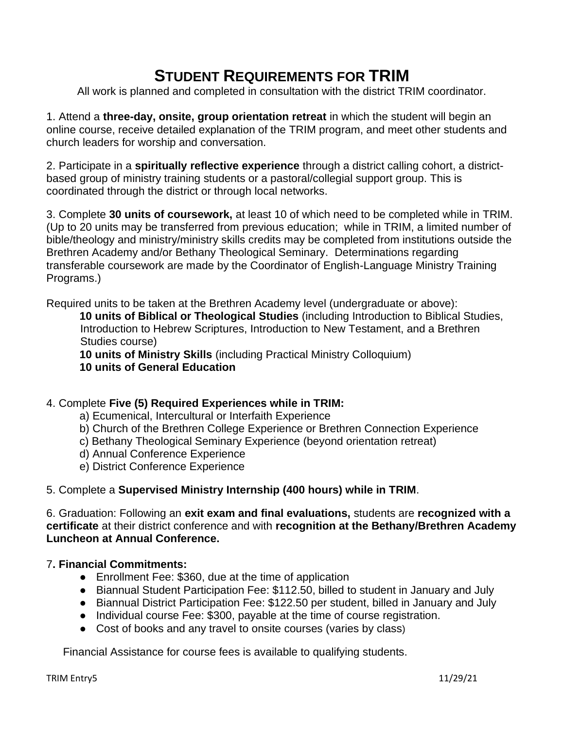# STUDENT REQUIREMENTS FOR TRIM

All work is planned and completed in consultation with the district TRIM coordinator.

1. Attend a **three-day, onsite, group orientation retreat** in which the student will begin an online course, receive detailed explanation of the TRIM program, and meet other students and church leaders for worship and conversation.

2. Participate in a **spiritually reflective experience** through a district calling cohort, a district-based group of ministry training students or a pastoral/collegial support group. This is coordinated through the district or through local networks.

3. Complete **30 units of coursework,** at least 10 of which need to be completed while in TRIM. (Up to 20 units may be transferred from previous education; while in TRIM, a limited number of bible/theology and ministry/ministry skills credits may be completed from institutions outside the Brethren Academy and/or Bethany Theological Seminary. Determinations regarding transferable coursework are made by the Coordinator of English-Language Ministry Training Programs.)

Required units to be taken at the Brethren Academy level (undergraduate or above):

- **10 units of Biblical or Theological Studies** (including Introduction to Biblical Studies, Introduction to Hebrew Scriptures, Introduction to New Testament, and a Brethren Studies course)
- **10 units of Ministry Skills** (including Practical Ministry Colloquium)
- **10 units of General Education**

4. Complete **Five (5) Required Experiences while in TRIM:**
   - a) Ecumenical, Intercultural or Interfaith Experience
   - b) Church of the Brethren College Experience or Brethren Connection Experience
   - c) Bethany Theological Seminary Experience (beyond orientation retreat)
   - d) Annual Conference Experience
   - e) District Conference Experience

5. Complete a **Supervised Ministry Internship (400 hours) while in TRIM**.

6. Graduation: Following an **exit exam and final evaluations,** students are **recognized with a certificate** at their district conference and with **recognition at the Bethany/Brethren Academy Luncheon at Annual Conference.**

7**. Financial Commitments:**
   - Enrollment Fee: $360, due at the time of application
   - Biannual Student Participation Fee: $112.50, billed to student in January and July
   - Biannual District Participation Fee: $122.50 per student, billed in January and July
   - Individual course Fee: $300, payable at the time of course registration.
   - Cost of books and any travel to onsite courses (varies by class)

Financial Assistance for course fees is available to qualifying students.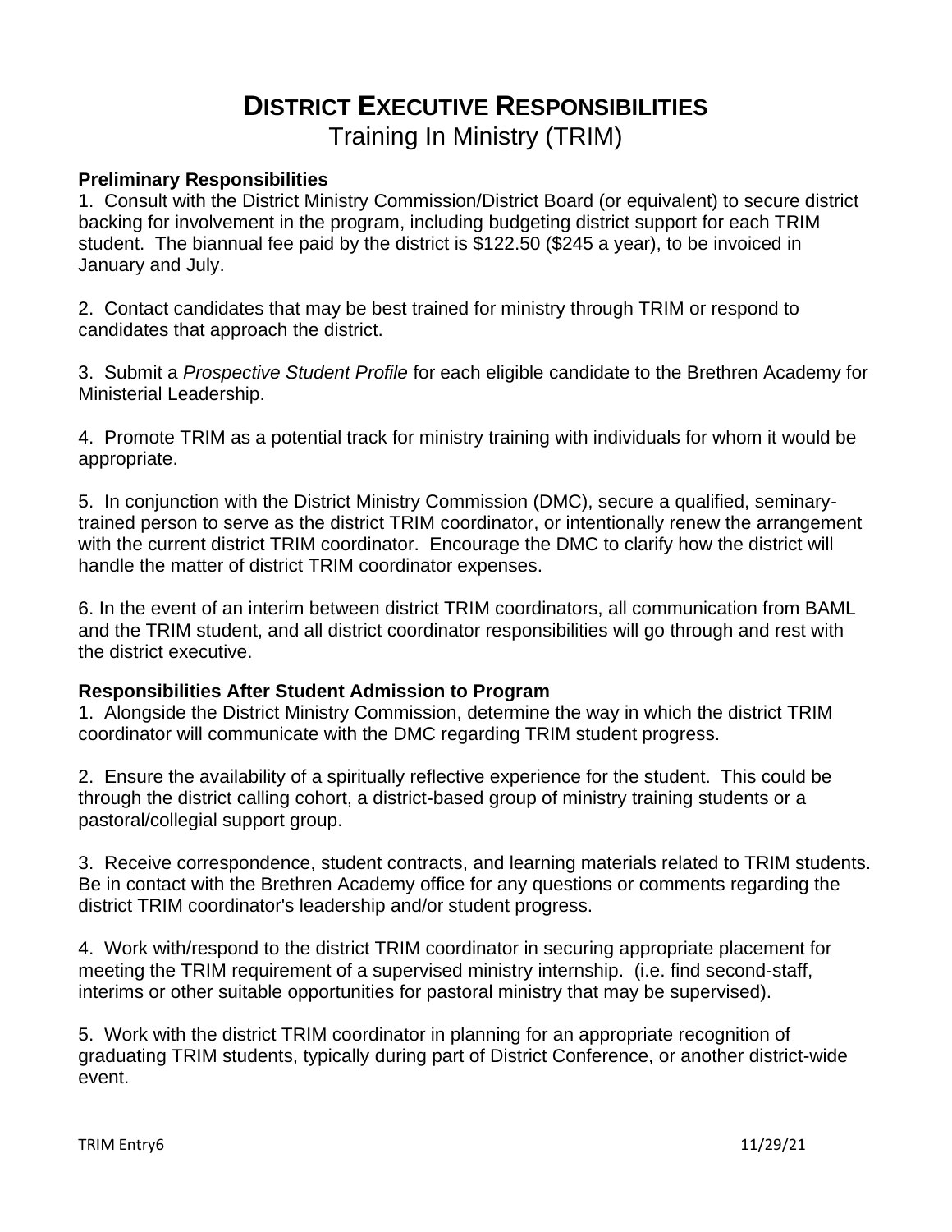# DISTRICT EXECUTIVE RESPONSIBILITIES

Training In Ministry (TRIM)

**Preliminary Responsibilities**

1. Consult with the District Ministry Commission/District Board (or equivalent) to secure district backing for involvement in the program, including budgeting district support for each TRIM student. The biannual fee paid by the district is $122.50 ($245 a year), to be invoiced in January and July.

2. Contact candidates that may be best trained for ministry through TRIM or respond to candidates that approach the district.

3. Submit a *Prospective Student Profile* for each eligible candidate to the Brethren Academy for Ministerial Leadership.

4. Promote TRIM as a potential track for ministry training with individuals for whom it would be appropriate.

5. In conjunction with the District Ministry Commission (DMC), secure a qualified, seminary-trained person to serve as the district TRIM coordinator, or intentionally renew the arrangement with the current district TRIM coordinator. Encourage the DMC to clarify how the district will handle the matter of district TRIM coordinator expenses.

6. In the event of an interim between district TRIM coordinators, all communication from BAML and the TRIM student, and all district coordinator responsibilities will go through and rest with the district executive.

**Responsibilities After Student Admission to Program**

1. Alongside the District Ministry Commission, determine the way in which the district TRIM coordinator will communicate with the DMC regarding TRIM student progress.

2. Ensure the availability of a spiritually reflective experience for the student. This could be through the district calling cohort, a district-based group of ministry training students or a pastoral/collegial support group.

3. Receive correspondence, student contracts, and learning materials related to TRIM students. Be in contact with the Brethren Academy office for any questions or comments regarding the district TRIM coordinator's leadership and/or student progress.

4. Work with/respond to the district TRIM coordinator in securing appropriate placement for meeting the TRIM requirement of a supervised ministry internship. (i.e. find second-staff, interims or other suitable opportunities for pastoral ministry that may be supervised).

5. Work with the district TRIM coordinator in planning for an appropriate recognition of graduating TRIM students, typically during part of District Conference, or another district-wide event.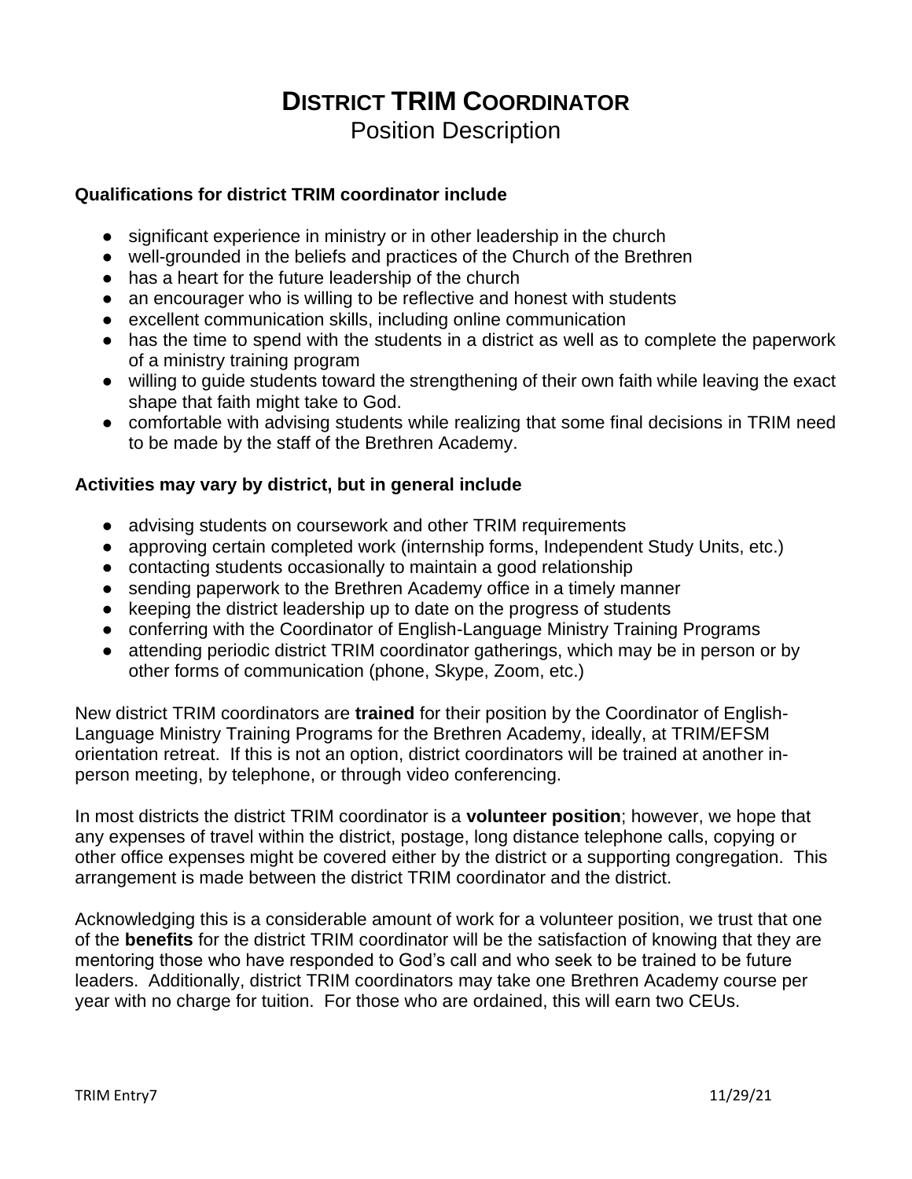# DISTRICT TRIM COORDINATOR

Position Description

**Qualifications for district TRIM coordinator include**

- significant experience in ministry or in other leadership in the church
- well-grounded in the beliefs and practices of the Church of the Brethren
- has a heart for the future leadership of the church
- an encourager who is willing to be reflective and honest with students
- excellent communication skills, including online communication
- has the time to spend with the students in a district as well as to complete the paperwork of a ministry training program
- willing to guide students toward the strengthening of their own faith while leaving the exact shape that faith might take to God.
- comfortable with advising students while realizing that some final decisions in TRIM need to be made by the staff of the Brethren Academy.

**Activities may vary by district, but in general include**

- advising students on coursework and other TRIM requirements
- approving certain completed work (internship forms, Independent Study Units, etc.)
- contacting students occasionally to maintain a good relationship
- sending paperwork to the Brethren Academy office in a timely manner
- keeping the district leadership up to date on the progress of students
- conferring with the Coordinator of English-Language Ministry Training Programs
- attending periodic district TRIM coordinator gatherings, which may be in person or by other forms of communication (phone, Skype, Zoom, etc.)

New district TRIM coordinators are **trained** for their position by the Coordinator of English-Language Ministry Training Programs for the Brethren Academy, ideally, at TRIM/EFSM orientation retreat. If this is not an option, district coordinators will be trained at another in-person meeting, by telephone, or through video conferencing.

In most districts the district TRIM coordinator is a **volunteer position**; however, we hope that any expenses of travel within the district, postage, long distance telephone calls, copying or other office expenses might be covered either by the district or a supporting congregation. This arrangement is made between the district TRIM coordinator and the district.

Acknowledging this is a considerable amount of work for a volunteer position, we trust that one of the **benefits** for the district TRIM coordinator will be the satisfaction of knowing that they are mentoring those who have responded to God's call and who seek to be trained to be future leaders. Additionally, district TRIM coordinators may take one Brethren Academy course per year with no charge for tuition. For those who are ordained, this will earn two CEUs.

TRIM Entry7 11/29/21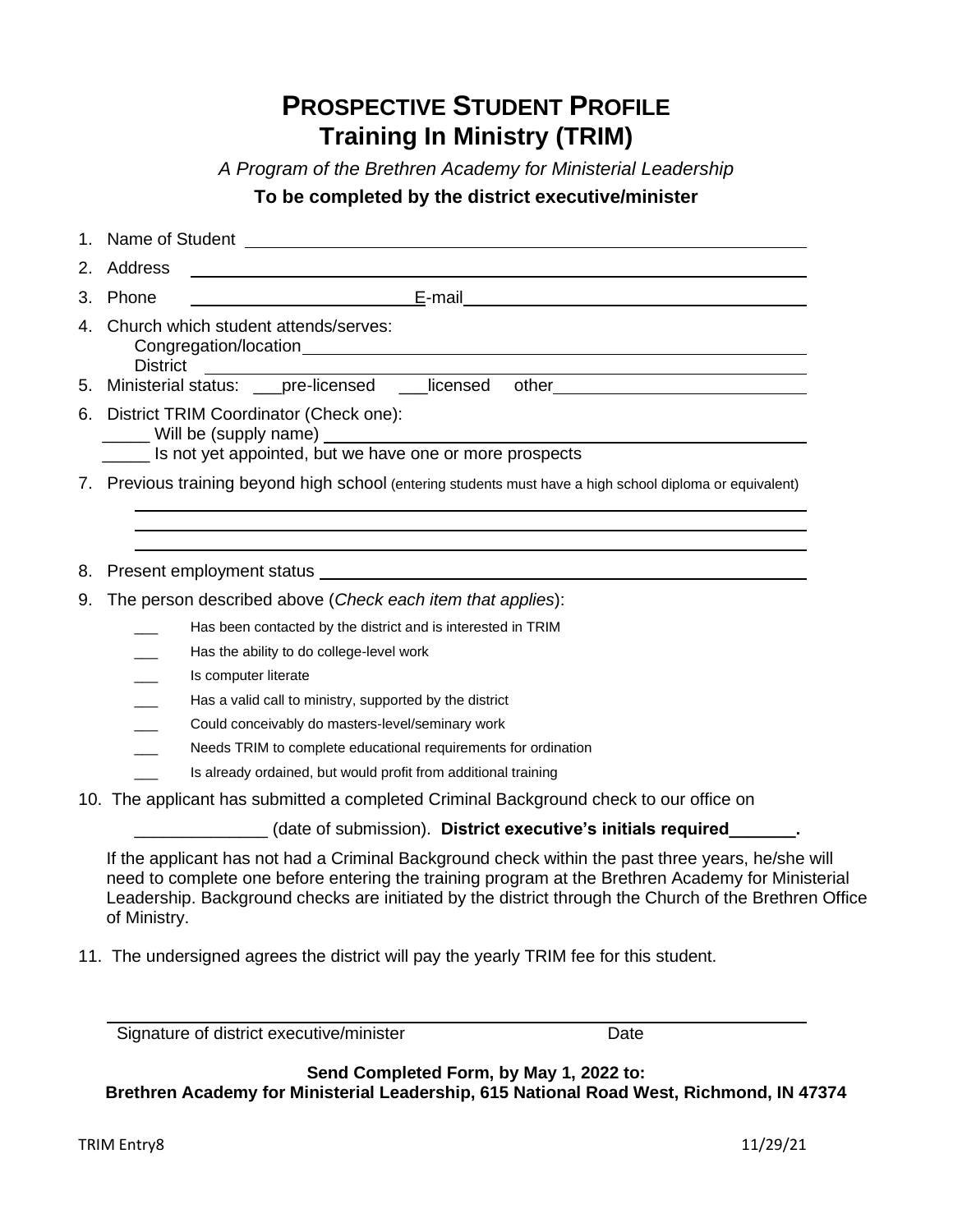# PROSPECTIVE STUDENT PROFILE
# Training In Ministry (TRIM)

*A Program of the Brethren Academy for Ministerial Leadership*

**To be completed by the district executive/minister**

1. Name of Student ____________________________________________
2. Address ____________________________________________
3. Phone ______________________ E-mail ______________________
4. Church which student attends/serves:
   Congregation/location ____________________________________________
   District ____________________________________________
5. Ministerial status: ___pre-licensed ___licensed other ______________________
6. District TRIM Coordinator (Check one):
   _____ Will be (supply name) ______________________
   _____ Is not yet appointed, but we have one or more prospects
7. Previous training beyond high school (entering students must have a high school diploma or equivalent)
   ____________________________________________
   ____________________________________________
   ____________________________________________
8. Present employment status ____________________________________________
9. The person described above (*Check each item that applies*):
   - ___ Has been contacted by the district and is interested in TRIM
   - ___ Has the ability to do college-level work
   - ___ Is computer literate
   - ___ Has a valid call to ministry, supported by the district
   - ___ Could conceivably do masters-level/seminary work
   - ___ Needs TRIM to complete educational requirements for ordination
   - ___ Is already ordained, but would profit from additional training
10. The applicant has submitted a completed Criminal Background check to our office on

    _____________ (date of submission). **District executive's initials required_______.**

    If the applicant has not had a Criminal Background check within the past three years, he/she will need to complete one before entering the training program at the Brethren Academy for Ministerial Leadership. Background checks are initiated by the district through the Church of the Brethren Office of Ministry.

11. The undersigned agrees the district will pay the yearly TRIM fee for this student.

____________________________________________

Signature of district executive/minister Date

**Send Completed Form, by May 1, 2022 to:**
**Brethren Academy for Ministerial Leadership, 615 National Road West, Richmond, IN 47374**

TRIM Entry8 11/29/21